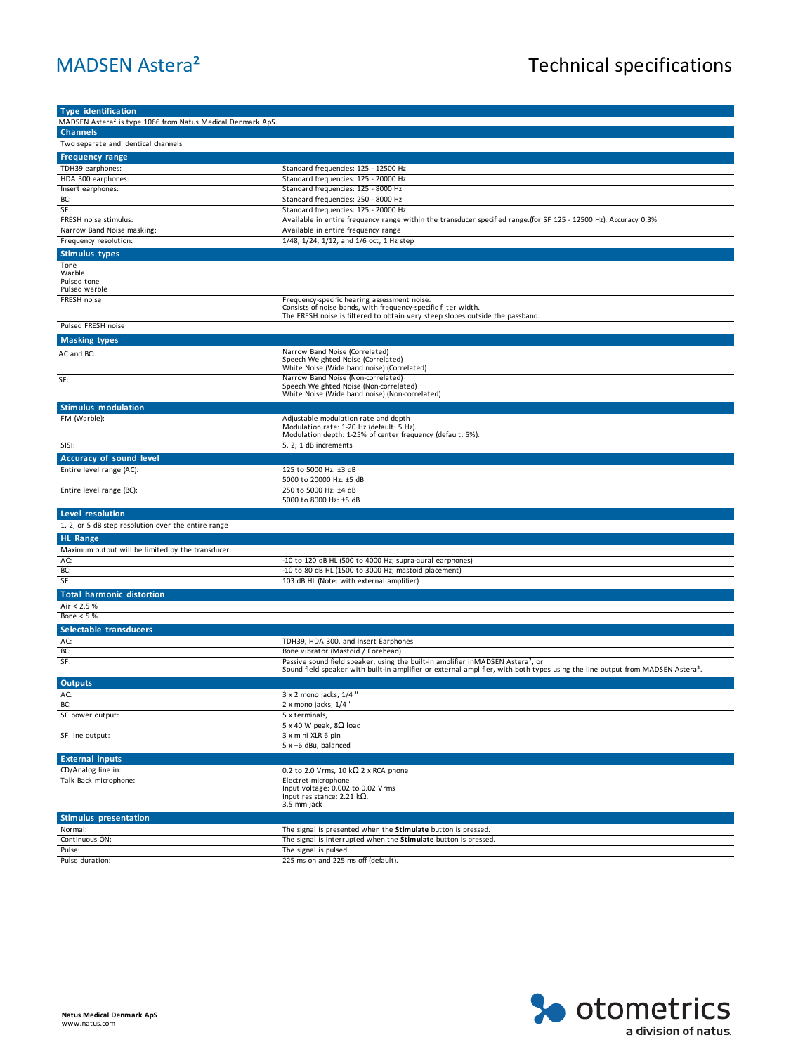# MADSEN Astera²

# Technical specifications

## Type identification

MADSEN Astera² is type 1066 from Natus Medical Denmark ApS.

## Channels

Two separate and identical channels

## Frequency range

| | |
|---|---|
| TDH39 earphones: | Standard frequencies: 125 - 12500 Hz |
| HDA 300 earphones: | Standard frequencies: 125 - 20000 Hz |
| Insert earphones: | Standard frequencies: 125 - 8000 Hz |
| BC: | Standard frequencies: 250 - 8000 Hz |
| SF: | Standard frequencies: 125 - 20000 Hz |
| FRESH noise stimulus: | Available in entire frequency range within the transducer specified range.(for SF 125 - 12500 Hz). Accuracy 0.3% |
| Narrow Band Noise masking: | Available in entire frequency range |
| Frequency resolution: | 1/48, 1/24, 1/12, and 1/6 oct, 1 Hz step |

## Stimulus types

| | |
|---|---|
| Tone<br>Warble<br>Pulsed tone<br>Pulsed warble | |
| FRESH noise | Frequency-specific hearing assessment noise.<br>Consists of noise bands, with frequency-specific filter width.<br>The FRESH noise is filtered to obtain very steep slopes outside the passband. |
| Pulsed FRESH noise | |

## Masking types

| | |
|---|---|
| AC and BC: | Narrow Band Noise (Correlated)<br>Speech Weighted Noise (Correlated)<br>White Noise (Wide band noise) (Correlated) |
| SF: | Narrow Band Noise (Non-correlated)<br>Speech Weighted Noise (Non-correlated)<br>White Noise (Wide band noise) (Non-correlated) |

## Stimulus modulation

| | |
|---|---|
| FM (Warble): | Adjustable modulation rate and depth<br>Modulation rate: 1-20 Hz (default: 5 Hz).<br>Modulation depth: 1-25% of center frequency (default: 5%). |
| SISI: | 5, 2, 1 dB increments |

## Accuracy of sound level

| | |
|---|---|
| Entire level range (AC): | 125 to 5000 Hz: ±3 dB<br>5000 to 20000 Hz: ±5 dB |
| Entire level range (BC): | 250 to 5000 Hz: ±4 dB<br>5000 to 8000 Hz: ±5 dB |

## Level resolution

1, 2, or 5 dB step resolution over the entire range

## HL Range

Maximum output will be limited by the transducer.

| | |
|---|---|
| AC: | -10 to 120 dB HL (500 to 4000 Hz; supra-aural earphones) |
| BC: | -10 to 80 dB HL (1500 to 3000 Hz; mastoid placement) |
| SF: | 103 dB HL (Note: with external amplifier) |

## Total harmonic distortion

Air < 2.5 %

Bone < 5 %

## Selectable transducers

| | |
|---|---|
| AC: | TDH39, HDA 300, and Insert Earphones |
| BC: | Bone vibrator (Mastoid / Forehead) |
| SF: | Passive sound field speaker, using the built-in amplifier inMADSEN Astera², or<br>Sound field speaker with built-in amplifier or external amplifier, with both types using the line output from MADSEN Astera². |

## Outputs

| | |
|---|---|
| AC: | 3 x 2 mono jacks, 1/4 " |
| BC: | 2 x mono jacks, 1/4 " |
| SF power output: | 5 x terminals,<br>5 x 40 W peak, 8Ω load |
| SF line output: | 3 x mini XLR 6 pin<br>5 x +6 dBu, balanced |

## External inputs

| | |
|---|---|
| CD/Analog line in: | 0.2 to 2.0 Vrms, 10 kΩ 2 x RCA phone |
| Talk Back microphone: | Electret microphone<br>Input voltage: 0.002 to 0.02 Vrms<br>Input resistance: 2.21 kΩ.<br>3.5 mm jack |

## Stimulus presentation

| | |
|---|---|
| Normal: | The signal is presented when the **Stimulate** button is pressed. |
| Continuous ON: | The signal is interrupted when the **Stimulate** button is pressed. |
| Pulse: | The signal is pulsed. |
| Pulse duration: | 225 ms on and 225 ms off (default). |

**Natus Medical Denmark ApS**
www.natus.com

otometrics
a division of natus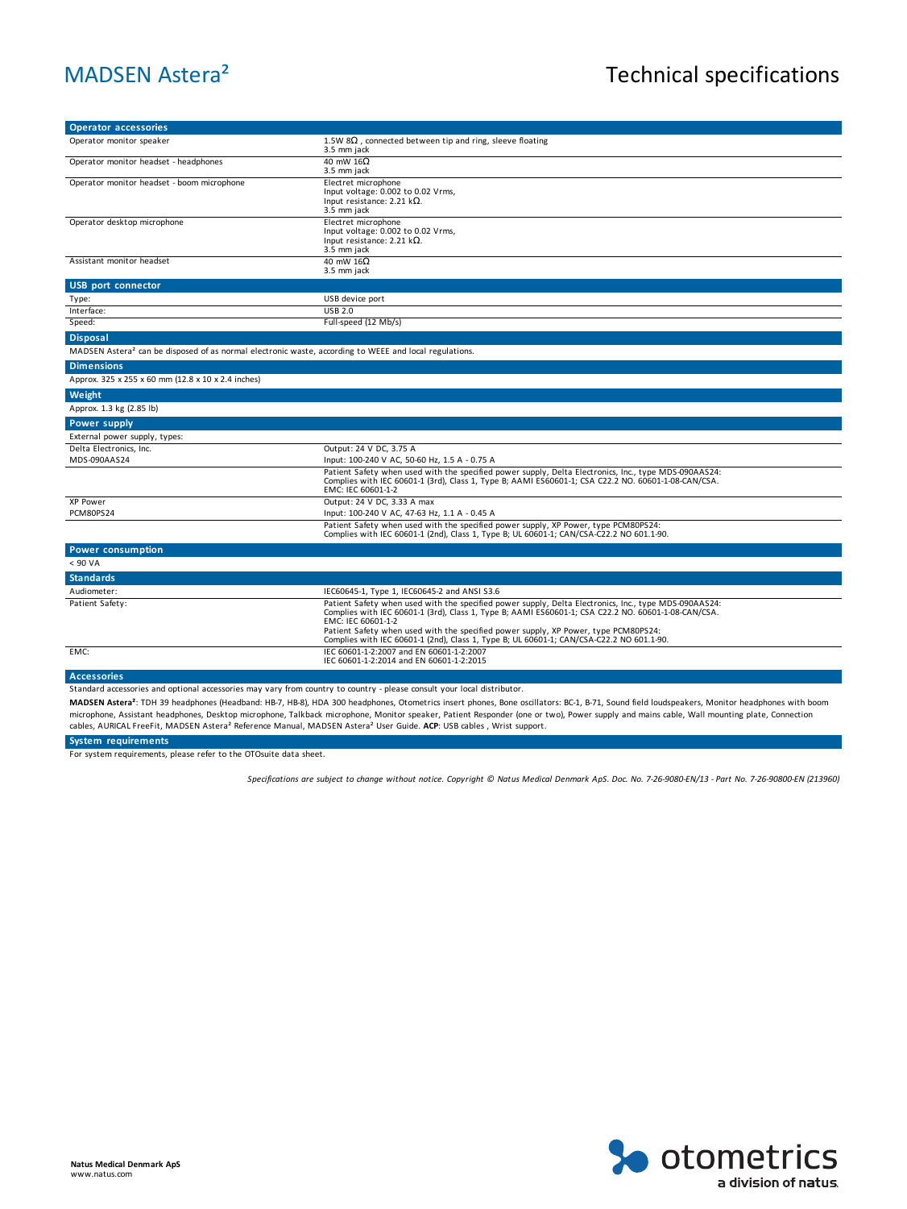# MADSEN Astera²

# Technical specifications

## Operator accessories

| | |
|---|---|
| Operator monitor speaker | 1.5W 8Ω , connected between tip and ring, sleeve floating<br>3.5 mm jack |
| Operator monitor headset - headphones | 40 mW 16Ω<br>3.5 mm jack |
| Operator monitor headset - boom microphone | Electret microphone<br>Input voltage: 0.002 to 0.02 Vrms,<br>Input resistance: 2.21 kΩ.<br>3.5 mm jack |
| Operator desktop microphone | Electret microphone<br>Input voltage: 0.002 to 0.02 Vrms,<br>Input resistance: 2.21 kΩ.<br>3.5 mm jack |
| Assistant monitor headset | 40 mW 16Ω<br>3.5 mm jack |

## USB port connector

| | |
|---|---|
| Type: | USB device port |
| Interface: | USB 2.0 |
| Speed: | Full-speed (12 Mb/s) |

## Disposal

MADSEN Astera² can be disposed of as normal electronic waste, according to WEEE and local regulations.

## Dimensions

Approx. 325 x 255 x 60 mm (12.8 x 10 x 2.4 inches)

## Weight

Approx. 1.3 kg (2.85 lb)

## Power supply

External power supply, types:

| | |
|---|---|
| Delta Electronics, Inc. | Output: 24 V DC, 3.75 A |
| MDS-090AAS24 | Input: 100-240 V AC, 50-60 Hz, 1.5 A - 0.75 A |
| | Patient Safety when used with the specified power supply, Delta Electronics, Inc., type MDS-090AAS24:<br>Complies with IEC 60601-1 (3rd), Class 1, Type B; AAMI ES60601-1; CSA C22.2 NO. 60601-1-08-CAN/CSA.<br>EMC: IEC 60601-1-2 |
| XP Power | Output: 24 V DC, 3.33 A max |
| PCM80PS24 | Input: 100-240 V AC, 47-63 Hz, 1.1 A - 0.45 A |
| | Patient Safety when used with the specified power supply, XP Power, type PCM80PS24:<br>Complies with IEC 60601-1 (2nd), Class 1, Type B; UL 60601-1; CAN/CSA-C22.2 NO 601.1-90. |

## Power consumption

< 90 VA

## Standards

| | |
|---|---|
| Audiometer: | IEC60645-1, Type 1, IEC60645-2 and ANSI S3.6 |
| Patient Safety: | Patient Safety when used with the specified power supply, Delta Electronics, Inc., type MDS-090AAS24:<br>Complies with IEC 60601-1 (3rd), Class 1, Type B; AAMI ES60601-1; CSA C22.2 NO. 60601-1-08-CAN/CSA.<br>EMC: IEC 60601-1-2<br>Patient Safety when used with the specified power supply, XP Power, type PCM80PS24:<br>Complies with IEC 60601-1 (2nd), Class 1, Type B; UL 60601-1; CAN/CSA-C22.2 NO 601.1-90. |
| EMC: | IEC 60601-1-2:2007 and EN 60601-1-2:2007<br>IEC 60601-1-2:2014 and EN 60601-1-2:2015 |

## Accessories

Standard accessories and optional accessories may vary from country to country - please consult your local distributor.

**MADSEN Astera²**: TDH 39 headphones (Headband: HB-7, HB-8), HDA 300 headphones, Otometrics insert phones, Bone oscillators: BC-1, B-71, Sound field loudspeakers, Monitor headphones with boom microphone, Assistant headphones, Desktop microphone, Talkback microphone, Monitor speaker, Patient Responder (one or two), Power supply and mains cable, Wall mounting plate, Connection cables, AURICAL FreeFit, MADSEN Astera² Reference Manual, MADSEN Astera² User Guide. **ACP**: USB cables , Wrist support.

## System requirements

For system requirements, please refer to the OTOsuite data sheet.

*Specifications are subject to change without notice. Copyright © Natus Medical Denmark ApS. Doc. No. 7-26-9080-EN/13 - Part No. 7-26-90800-EN (213960)*

**Natus Medical Denmark ApS**
www.natus.com

otometrics
a division of natus.